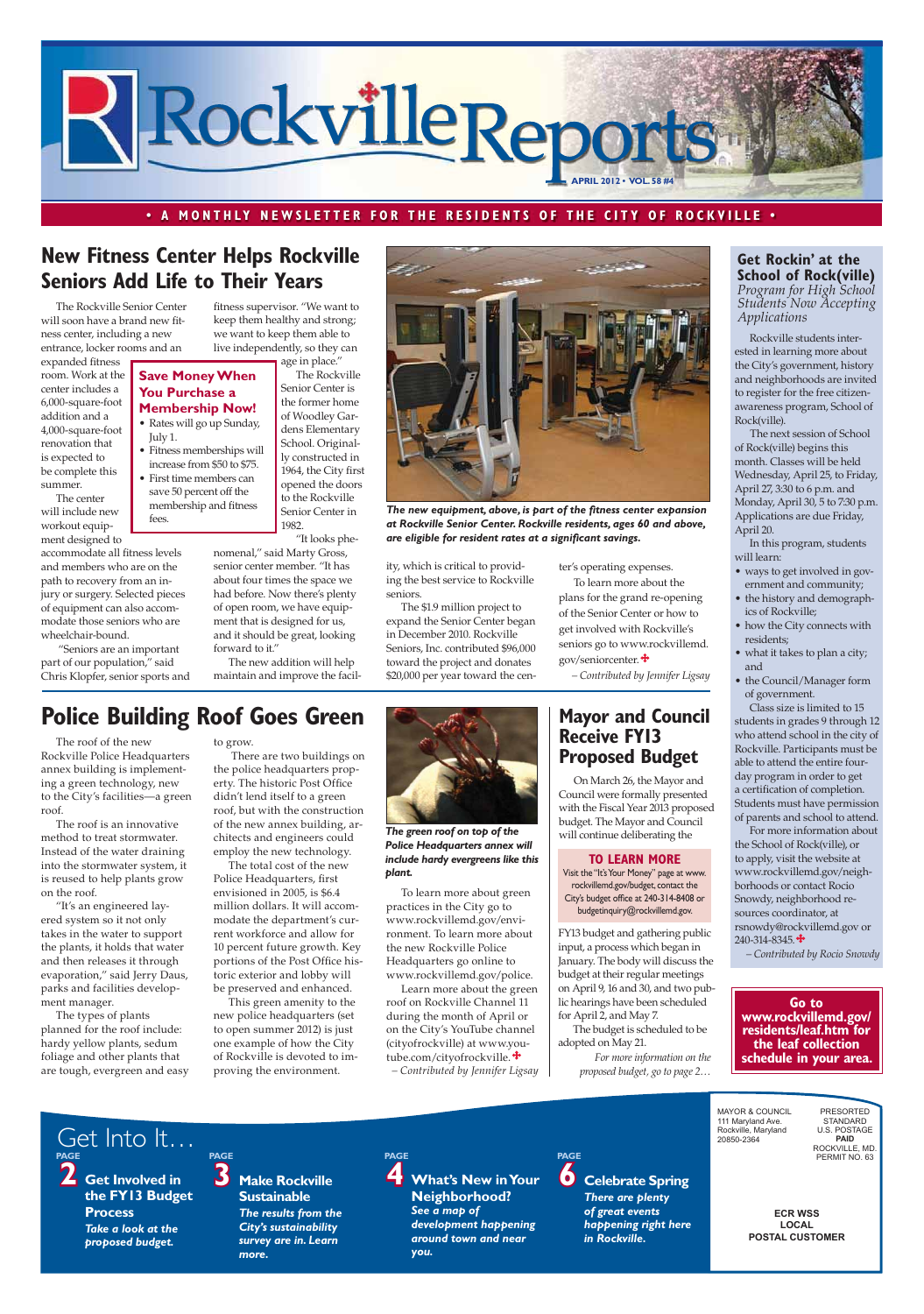# Rockville Reports

APRIL 2012 • VOL. 58 #4

• A MONTHLY NEWSLETTER FOR THE RESIDENTS OF THE CITY OF ROCKVILLE •

## New Fitness Center Helps Rockville Seniors Add Life to Their Years

The Rockville Senior Center will soon have a brand new fitness center, including a new entrance, locker rooms and an expanded fitness room. Work at the center includes a 6,000-square-foot addition and a 4,000-square-foot renovation that is expected to be complete this summer.

The center will include new workout equipment designed to accommodate all fitness levels and members who are on the path to recovery from an injury or surgery. Selected pieces of equipment can also accommodate those seniors who are wheelchair-bound.

"Seniors are an important part of our population," said Chris Klopfer, senior sports and fitness supervisor. "We want to keep them healthy and strong; we want to keep them able to live independently, so they can age in place."

The Rockville Senior Center is the former home of Woodley Gardens Elementary School. Originally constructed in 1964, the City first opened the doors to the Rockville Senior Center in 1982.

"It looks phenomenal," said Marty Gross, senior center member. "It has about four times the space we had before. Now there's plenty of open room, we have equipment that is designed for us, and it should be great, looking forward to it."

The new addition will help maintain and improve the facility, which is critical to providing the best service to Rockville seniors.

The $1.9 million project to expand the Senior Center began in December 2010. Rockville Seniors, Inc. contributed $96,000 toward the project and donates $20,000 per year toward the center's operating expenses.

To learn more about the plans for the grand re-opening of the Senior Center or how to get involved with Rockville's seniors go to www.rockvillemd.gov/seniorcenter.

*– Contributed by Jennifer Ligsay*

**Save Money When You Purchase a Membership Now!**

- Rates will go up Sunday, July 1.
- Fitness memberships will increase from $50 to $75.
- First time members can save 50 percent off the membership and fitness fees.

***The new equipment, above, is part of the fitness center expansion at Rockville Senior Center. Rockville residents, ages 60 and above, are eligible for resident rates at a significant savings.***

## Police Building Roof Goes Green

The roof of the new Rockville Police Headquarters annex building is implementing a green technology, new to the City's facilities—a green roof.

The roof is an innovative method to treat stormwater. Instead of the water draining into the stormwater system, it is reused to help plants grow on the roof.

"It's an engineered layered system so it not only takes in the water to support the plants, it holds that water and then releases it through evaporation," said Jerry Daus, parks and facilities development manager.

The types of plants planned for the roof include: hardy yellow plants, sedum foliage and other plants that are tough, evergreen and easy to grow.

There are two buildings on the police headquarters property. The historic Post Office didn't lend itself to a green roof, but with the construction of the new annex building, architects and engineers could employ the new technology.

The total cost of the new Police Headquarters, first envisioned in 2005, is $6.4 million dollars. It will accommodate the department's current workforce and allow for 10 percent future growth. Key portions of the Post Office historic exterior and lobby will be preserved and enhanced.

This green amenity to the new police headquarters (set to open summer 2012) is just one example of how the City of Rockville is devoted to improving the environment.

***The green roof on top of the Police Headquarters annex will include hardy evergreens like this plant.***

To learn more about green practices in the City go to www.rockvillemd.gov/environment. To learn more about the new Rockville Police Headquarters go online to www.rockvillemd.gov/police.

Learn more about the green roof on Rockville Channel 11 during the month of April or on the City's YouTube channel (cityofrockville) at www.youtube.com/cityofrockville.

*– Contributed by Jennifer Ligsay*

## Mayor and Council Receive FY13 Proposed Budget

On March 26, the Mayor and Council were formally presented with the Fiscal Year 2013 proposed budget. The Mayor and Council will continue deliberating the FY13 budget and gathering public input, a process which began in January. The body will discuss the budget at their regular meetings on April 9, 16 and 30, and two public hearings have been scheduled for April 2, and May 7.

The budget is scheduled to be adopted on May 21.

*For more information on the proposed budget, go to page 2…*

**TO LEARN MORE**

Visit the "It's Your Money" page at www.rockvillemd.gov/budget, contact the City's budget office at 240-314-8408 or budgetinquiry@rockvillemd.gov.

## Get Rockin' at the School of Rock(ville)

*Program for High School Students Now Accepting Applications*

Rockville students interested in learning more about the City's government, history and neighborhoods are invited to register for the free citizen-awareness program, School of Rock(ville).

The next session of School of Rock(ville) begins this month. Classes will be held Wednesday, April 25, to Friday, April 27, 3:30 to 6 p.m. and Monday, April 30, 5 to 7:30 p.m. Applications are due Friday, April 20.

In this program, students will learn:

- ways to get involved in government and community;
- the history and demographics of Rockville;
- how the City connects with residents;
- what it takes to plan a city; and
- the Council/Manager form of government.

Class size is limited to 15 students in grades 9 through 12 who attend school in the city of Rockville. Participants must be able to attend the entire four-day program in order to get a certification of completion. Students must have permission of parents and school to attend.

For more information about the School of Rock(ville), or to apply, visit the website at www.rockvillemd.gov/neighborhoods or contact Rocio Snowdy, neighborhood resources coordinator, at rsnowdy@rockvillemd.gov or 240-314-8345.

*– Contributed by Rocio Snowdy*

**Go to www.rockvillemd.gov/residents/leaf.htm for the leaf collection schedule in your area.**

## Get Into It…

**PAGE 2 — Get Involved in the FY13 Budget Process**
*Take a look at the proposed budget.*

**PAGE 3 — Make Rockville Sustainable**
*The results from the City's sustainability survey are in. Learn more.*

**PAGE 4 — What's New in Your Neighborhood?**
*See a map of development happening around town and near you.*

**PAGE 6 — Celebrate Spring**
*There are plenty of great events happening right here in Rockville.*

MAYOR & COUNCIL
111 Maryland Ave.
Rockville, Maryland
20850-2364

PRESORTED STANDARD
U.S. POSTAGE
PAID
ROCKVILLE, MD.
PERMIT NO. 63

ECR WSS
LOCAL
POSTAL CUSTOMER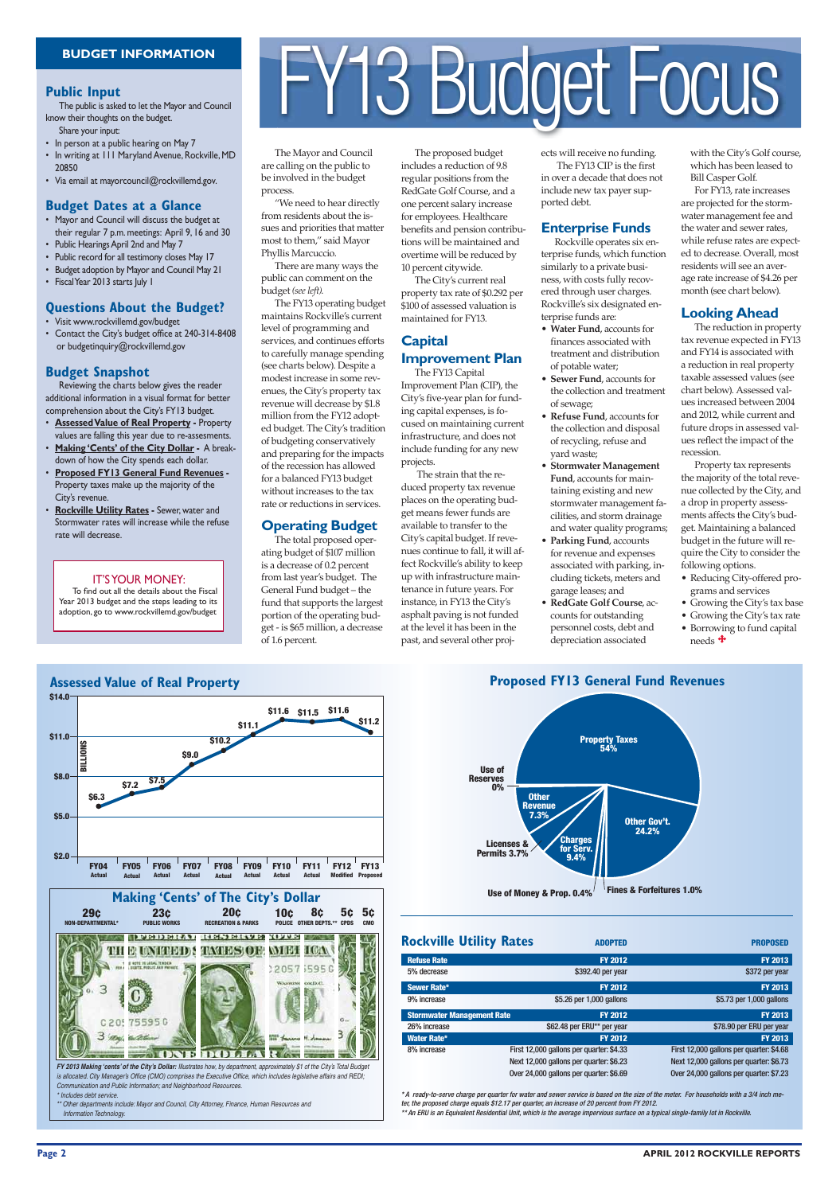# FY13 Budget Focus

## BUDGET INFORMATION

### Public Input

The public is asked to let the Mayor and Council know their thoughts on the budget.

Share your input:

- In person at a public hearing on May 7
- In writing at 111 Maryland Avenue, Rockville, MD 20850
- Via email at mayorcouncil@rockvillemd.gov.

### Budget Dates at a Glance

- Mayor and Council will discuss the budget at their regular 7 p.m. meetings: April 9, 16 and 30
- Public Hearings April 2nd and May 7
- Public record for all testimony closes May 17
- Budget adoption by Mayor and Council May 21
- Fiscal Year 2013 starts July 1

### Questions About the Budget?

- Visit www.rockvillemd.gov/budget
- Contact the City's budget office at 240-314-8408 or budgetinquiry@rockvillemd.gov

### Budget Snapshot

Reviewing the charts below gives the reader additional information in a visual format for better comprehension about the City's FY13 budget.

- **Assessed Value of Real Property** - Property values are falling this year due to re-assessments.
- **Making 'Cents' of the City Dollar** - A breakdown of how the City spends each dollar.
- **Proposed FY13 General Fund Revenues** - Property taxes make up the majority of the City's revenue.
- **Rockville Utility Rates** - Sewer, water and Stormwater rates will increase while the refuse rate will decrease.

**IT'S YOUR MONEY:**
To find out all the details about the Fiscal Year 2013 budget and the steps leading to its adoption, go to www.rockvillemd.gov/budget

---

The Mayor and Council are calling on the public to be involved in the budget process.

"We need to hear directly from residents about the issues and priorities that matter most to them," said Mayor Phyllis Marcuccio.

There are many ways the public can comment on the budget *(see left)*.

The FY13 operating budget maintains Rockville's current level of programming and services, and continues efforts to carefully manage spending (see charts below). Despite a modest increase in some revenues, the City's property tax revenue will decrease by $1.8 million from the FY12 adopted budget. The City's tradition of budgeting conservatively and preparing for the impacts of the recession has allowed for a balanced FY13 budget without increases to the tax rate or reductions in services.

## Operating Budget

The total proposed operating budget of $107 million is a decrease of 0.2 percent from last year's budget. The General Fund budget – the fund that supports the largest portion of the operating budget - is $65 million, a decrease of 1.6 percent.

The proposed budget includes a reduction of 9.8 regular positions from the RedGate Golf Course, and a one percent salary increase for employees. Healthcare benefits and pension contributions will be maintained and overtime will be reduced by 10 percent citywide.

The City's current real property tax rate of $0.292 per $100 of assessed valuation is maintained for FY13.

## Capital Improvement Plan

The FY13 Capital Improvement Plan (CIP), the City's five-year plan for funding capital expenses, is focused on maintaining current infrastructure, and does not include funding for any new projects.

The strain that the reduced property tax revenue places on the operating budget means fewer funds are available to transfer to the City's capital budget. If revenues continue to fall, it will affect Rockville's ability to keep up with infrastructure maintenance in future years. For instance, in FY13 the City's asphalt paving is not funded at the level it has been in the past, and several other projects will receive no funding.

The FY13 CIP is the first in over a decade that does not include new tax payer supported debt.

## Enterprise Funds

Rockville operates six enterprise funds, which function similarly to a private business, with costs fully recovered through user charges. Rockville's six designated enterprise funds are:

- **Water Fund**, accounts for finances associated with treatment and distribution of potable water;
- **Sewer Fund**, accounts for the collection and treatment of sewage;
- **Refuse Fund**, accounts for the collection and disposal of recycling, refuse and yard waste;
- **Stormwater Management Fund**, accounts for maintaining existing and new stormwater management facilities, and storm drainage and water quality programs;
- **Parking Fund**, accounts for revenue and expenses associated with parking, including tickets, meters and garage leases; and
- **RedGate Golf Course**, accounts for outstanding personnel costs, debt and depreciation associated with the City's Golf course, which has been leased to Bill Casper Golf.

For FY13, rate increases are projected for the stormwater management fee and the water and sewer rates, while refuse rates are expected to decrease. Overall, most residents will see an average rate increase of $4.26 per month (see chart below).

## Looking Ahead

The reduction in property tax revenue expected in FY13 and FY14 is associated with a reduction in real property taxable assessed values (see chart below). Assessed values increased between 2004 and 2012, while current and future drops in assessed values reflect the impact of the recession.

Property tax represents the majority of the total revenue collected by the City, and a drop in property assessments affects the City's budget. Maintaining a balanced budget in the future will require the City to consider the following options.

- Reducing City-offered programs and services
- Growing the City's tax base
- Growing the City's tax rate
- Borrowing to fund capital needs

---

### Assessed Value of Real Property

(BILLIONS)

| FY04 Actual | FY05 Actual | FY06 Actual | FY07 Actual | FY08 Actual | FY09 Actual | FY10 Actual | FY11 Actual | FY12 Modified | FY13 Proposed |
|---|---|---|---|---|---|---|---|---|---|
| $6.3 | $7.2 | $7.5 | $9.0 | $10.2 | $11.1 | $11.6 | $11.5 | $11.6 | $11.2 |

### Proposed FY13 General Fund Revenues

| Source | Share |
|---|---|
| Property Taxes | 54% |
| Other Gov't. | 24.2% |
| Charges for Serv. | 9.4% |
| Other Revenue | 7.3% |
| Licenses & Permits | 3.7% |
| Fines & Forfeitures | 1.0% |
| Use of Money & Prop. | 0.4% |
| Use of Reserves | 0% |

### Making 'Cents' of The City's Dollar

| 29¢ | 23¢ | 20¢ | 10¢ | 8¢ | 5¢ | 5¢ |
|---|---|---|---|---|---|---|
| NON-DEPARTMENTAL* | PUBLIC WORKS | RECREATION & PARKS | POLICE | OTHER DEPTS.** | CPDS | CMO |

*FY 2013 Making 'cents' of the City's Dollar: Illustrates how, by department, approximately $1 of the City's Total Budget is allocated. City Manager's Office (CMO) comprises the Executive Office, which includes legislative affairs and REDI; Communication and Public Information; and Neighborhood Resources.*

*\* Includes debt service.*

*\*\* Other departments include: Mayor and Council, City Attorney, Finance, Human Resources and Information Technology.*

### Rockville Utility Rates

| | ADOPTED | PROPOSED |
|---|---|---|
| **Refuse Rate** | **FY 2012** | **FY 2013** |
| 5% decrease | $392.40 per year | $372 per year |
| **Sewer Rate*** | **FY 2012** | **FY 2013** |
| 9% increase | $5.26 per 1,000 gallons | $5.73 per 1,000 gallons |
| **Stormwater Management Rate** | **FY 2012** | **FY 2013** |
| 26% increase | $62.48 per ERU** per year | $78.90 per ERU per year |
| **Water Rate*** | **FY 2012** | **FY 2013** |
| 8% increase | First 12,000 gallons per quarter: $4.33 | First 12,000 gallons per quarter: $4.68 |
| | Next 12,000 gallons per quarter: $6.23 | Next 12,000 gallons per quarter: $6.73 |
| | Over 24,000 gallons per quarter: $6.69 | Over 24,000 gallons per quarter: $7.23 |

*\* A ready-to-serve charge per quarter for water and sewer service is based on the size of the meter. For households with a 3/4 inch meter, the proposed charge equals $12.17 per quarter, an increase of 20 percent from FY 2012.*

*\*\* An ERU is an Equivalent Residential Unit, which is the average impervious surface on a typical single-family lot in Rockville.*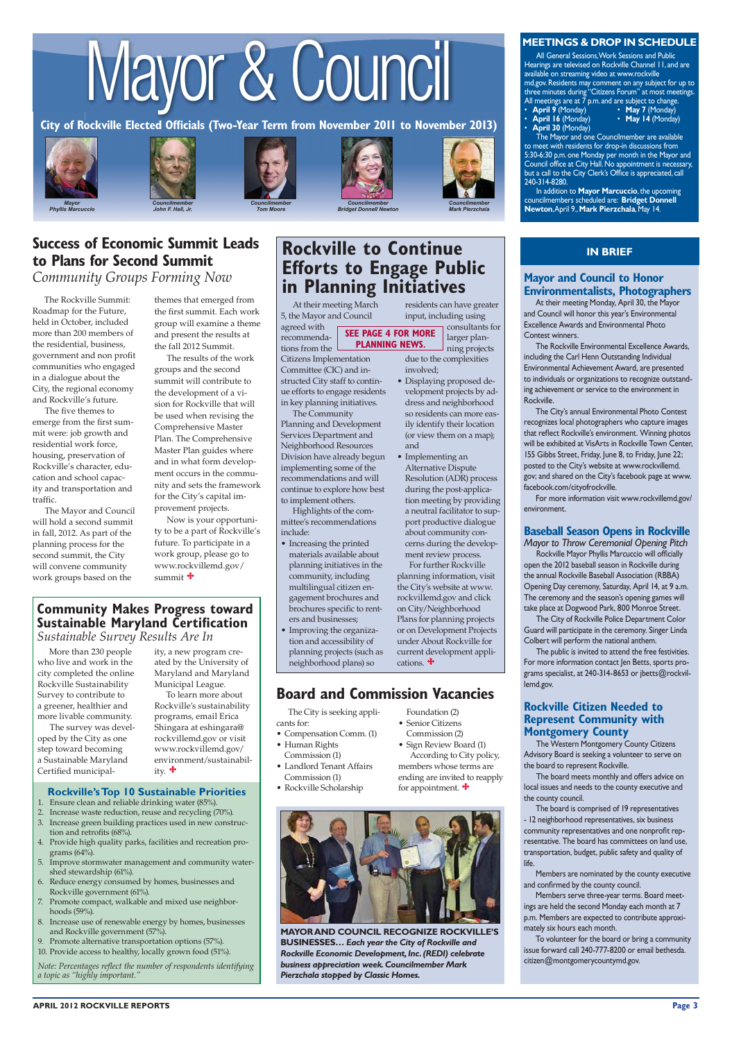# Mayor & Council

**City of Rockville Elected Officials (Two-Year Term from November 2011 to November 2013)**

*Mayor* Phyllis Marcuccio

*Councilmember* John F. Hall, Jr.

*Councilmember* Tom Moore

*Councilmember* Bridget Donnell Newton

*Councilmember* Mark Pierzchala

## MEETINGS & DROP IN SCHEDULE

All General Sessions, Work Sessions and Public Hearings are televised on Rockville Channel 11, and are available on streaming video at www.rockvillemd.gov. Residents may comment on any subject for up to three minutes during "Citizens Forum" at most meetings. All meetings are at 7 p.m. and are subject to change.

- **April 9** (Monday)
- **April 16** (Monday)
- **April 30** (Monday)
- **May 7** (Monday)
- **May 14** (Monday)

The Mayor and one Councilmember are available to meet with residents for drop-in discussions from 5:30-6:30 p.m. one Monday per month in the Mayor and Council office at City Hall. No appointment is necessary, but a call to the City Clerk's Office is appreciated, call 240-314-8280.

In addition to **Mayor Marcuccio**, the upcoming councilmembers scheduled are: **Bridget Donnell Newton**, April 9., **Mark Pierzchala**, May 14.

## Success of Economic Summit Leads to Plans for Second Summit

*Community Groups Forming Now*

The Rockville Summit: Roadmap for the Future, held in October, included more than 200 members of the residential, business, government and non profit communities who engaged in a dialogue about the City, the regional economy and Rockville's future.

The five themes to emerge from the first summit were: job growth and residential work force, housing, preservation of Rockville's character, education and school capacity and transportation and traffic.

The Mayor and Council will hold a second summit in fall, 2012. As part of the planning process for the second summit, the City will convene community work groups based on the themes that emerged from the first summit. Each work group will examine a theme and present the results at the fall 2012 Summit.

The results of the work groups and the second summit will contribute to the development of a vision for Rockville that will be used when revising the Comprehensive Master Plan. The Comprehensive Master Plan guides where and in what form development occurs in the community and sets the framework for the City's capital improvement projects.

Now is your opportunity to be a part of Rockville's future. To participate in a work group, please go to www.rockvillemd.gov/summit ✚

## Rockville to Continue Efforts to Engage Public in Planning Initiatives

**SEE PAGE 4 FOR MORE PLANNING NEWS.**

At their meeting March 5, the Mayor and Council agreed with recommendations from the Citizens Implementation Committee (CIC) and instructed City staff to continue efforts to engage residents in key planning initiatives.

The Community Planning and Development Services Department and Neighborhood Resources Division have already begun implementing some of the recommendations and will continue to explore how best to implement others.

Highlights of the committee's recommendations include:

- Increasing the printed materials available about planning initiatives in the community, including multilingual citizen engagement brochures and brochures specific to renters and businesses;
- Improving the organization and accessibility of planning projects (such as neighborhood plans) so residents can have greater input, including using consultants for larger planning projects due to the complexities involved;
- Displaying proposed development projects by address and neighborhood so residents can more easily identify their location (or view them on a map); and
- Implementing an Alternative Dispute Resolution (ADR) process during the post-application meeting by providing a neutral facilitator to support productive dialogue about community concerns during the development review process.

For further Rockville planning information, visit the City's website at www.rockvillemd.gov and click on City/Neighborhood Plans for planning projects or on Development Projects under About Rockville for current development applications. ✚

## Community Makes Progress toward Sustainable Maryland Certification

*Sustainable Survey Results Are In*

More than 230 people who live and work in the city completed the online Rockville Sustainability Survey to contribute to a greener, healthier and more livable community.

The survey was developed by the City as one step toward becoming a Sustainable Maryland Certified municipality, a new program created by the University of Maryland and Maryland Municipal League.

To learn more about Rockville's sustainability programs, email Erica Shingara at eshingara@rockvillemd.gov or visit www.rockvillemd.gov/environment/sustainability. ✚

### Rockville's Top 10 Sustainable Priorities

1. Ensure clean and reliable drinking water (85%).
2. Increase waste reduction, reuse and recycling (70%).
3. Increase green building practices used in new construction and retrofits (68%).
4. Provide high quality parks, facilities and recreation programs (64%).
5. Improve stormwater management and community watershed stewardship (61%).
6. Reduce energy consumed by homes, businesses and Rockville government (61%).
7. Promote compact, walkable and mixed use neighborhoods (59%).
8. Increase use of renewable energy by homes, businesses and Rockville government (57%).
9. Promote alternative transportation options (57%).
10. Provide access to healthy, locally grown food (51%).

*Note: Percentages reflect the number of respondents identifying a topic as "highly important."*

## Board and Commission Vacancies

The City is seeking applicants for:

- Compensation Comm. (1)
- Human Rights Commission (1)
- Landlord Tenant Affairs Commission (1)
- Rockville Scholarship Foundation (2)
- Senior Citizens Commission (2)
- Sign Review Board (1)

According to City policy, members whose terms are ending are invited to reapply for appointment. ✚

**MAYOR AND COUNCIL RECOGNIZE ROCKVILLE'S BUSINESSES…** ***Each year the City of Rockville and Rockville Economic Development, Inc. (REDI) celebrate business appreciation week. Councilmember Mark Pierzchala stopped by Classic Homes.***

## IN BRIEF

### Mayor and Council to Honor Environmentalists, Photographers

At their meeting Monday, April 30, the Mayor and Council will honor this year's Environmental Excellence Awards and Environmental Photo Contest winners.

The Rockville Environmental Excellence Awards, including the Carl Henn Outstanding Individual Environmental Achievement Award, are presented to individuals or organizations to recognize outstanding achievement or service to the environment in Rockville.

The City's annual Environmental Photo Contest recognizes local photographers who capture images that reflect Rockville's environment. Winning photos will be exhibited at VisArts in Rockville Town Center, 155 Gibbs Street, Friday, June 8, to Friday, June 22; posted to the City's website at www.rockvillemd.gov; and shared on the City's facebook page at www.facebook.com/cityofrockville.

For more information visit www.rockvillemd.gov/environment.

### Baseball Season Opens in Rockville

*Mayor to Throw Ceremonial Opening Pitch*

Rockville Mayor Phyllis Marcuccio will officially open the 2012 baseball season in Rockville during the annual Rockville Baseball Association (RBBA) Opening Day ceremony, Saturday, April 14, at 9 a.m. The ceremony and the season's opening games will take place at Dogwood Park, 800 Monroe Street.

The City of Rockville Police Department Color Guard will participate in the ceremony. Singer Linda Colbert will perform the national anthem.

The public is invited to attend the free festivities. For more information contact Jen Betts, sports programs specialist, at 240-314-8653 or jbetts@rockvillemd.gov.

### Rockville Citizen Needed to Represent Community with Montgomery County

The Western Montgomery County Citizens Advisory Board is seeking a volunteer to serve on the board to represent Rockville.

The board meets monthly and offers advice on local issues and needs to the county executive and the county council.

The board is comprised of 19 representatives - 12 neighborhood representatives, six business community representatives and one nonprofit representative. The board has committees on land use, transportation, budget, public safety and quality of life.

Members are nominated by the county executive and confirmed by the county council.

Members serve three-year terms. Board meetings are held the second Monday each month at 7 p.m. Members are expected to contribute approximately six hours each month.

To volunteer for the board or bring a community issue forward call 240-777-8200 or email bethesda.citizen@montgomerycountymd.gov.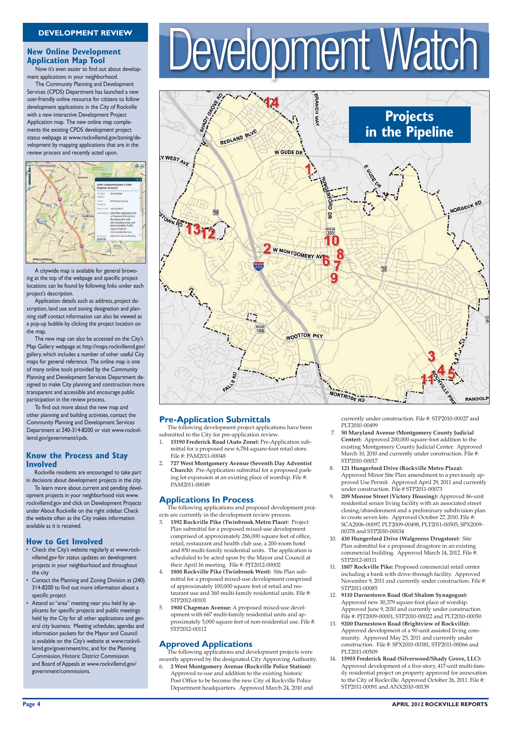# Development Watch

## DEVELOPMENT REVIEW

### New Online Development Application Map Tool

Now it's even easier to find out about development applications in your neighborhood.

The Community Planning and Development Services (CPDS) Department has launched a new user-friendly online resource for citizens to follow development applications in the City of Rockville with a new interactive Development Project Application map. The new online map complements the existing CPDS development project status webpage at www.rockvillemd.gov/zoning/development by mapping applications that are in the review process and recently acted upon.

A citywide map is available for general browsing at the top of the webpage and specific project locations can be found by following links under each project's description.

Application details such as address, project description, land use and zoning designation and planning staff contact information can also be viewed as a pop-up bubble by clicking the project location on the map.

The new map can also be accessed on the City's Map Gallery webpage at http://maps.rockvillemd.gov/gallery, which includes a number of other useful City maps for general reference. The online map is one of many online tools provided by the Community Planning and Development Services Department designed to make City planning and construction more transparent and accessible and encourage public participation in the review process.

To find out more about the new map and other planning and building activities, contact the Community Planning and Development Services Department at 240-314-8200 or visit www.rockvillemd.gov/government/cpds.

### Know the Process and Stay Involved

Rockville residents are encouraged to take part in decisions about development projects in the city.

To learn more about current and pending development projects in your neighborhood visit www.rockvillemd.gov and click on Development Projects under About Rockville on the right sidebar. Check the website often as the City makes information available as it is received.

### How to Get Involved

- Check the City's website regularly at www.rockvillemd.gov for status updates on development projects in your neighborhood and throughout the city
- Contact the Planning and Zoning Division at (240) 314-8200 to find out more information about a specific project
- Attend an "area" meeting near you held by applicants for specific projects and public meetings held by the City for all other applications and general city business. Meeting schedules, agendas and information packets for the Mayor and Council is available on the City's website at www.rockvillemd.gov/government/mc, and for the Planning Commission, Historic District Commission and Board of Appeals at www.rockvillemd.gov/government/commissions.

## Projects in the Pipeline

### Pre-Application Submittals

The following development project applications have been submitted to the City for pre-application review.

1. **15190 Frederick Road (Auto Zone):** Pre-Application submittal for a proposed new 6,784 square-foot retail store. File #: PAM2011-00048
2. **727 West Montgomery Avenue (Seventh Day Adventist Church):** Pre-Application submittal for a proposed parking lot expansion at an existing place of worship. File #: PAM2011-00049

### Applications In Process

The following applications and proposed development projects are currently in the development review process.

3. **1592 Rockville Pike (Twinbrook Metro Place):** Project Plan submittal for a proposed mixed-use development comprised of approximately 286,000 square feet of office, retail, restaurant and health club use, a 200-room hotel and 850 multi-family residential units. The application is scheduled to be acted upon by the Mayor and Council at their April 16 meeting. File #: PJT2012-00002
4. **1800 Rockville Pike (Twinbrook West):** Site Plan submittal for a proposed mixed-use development comprised of approximately 100,000 square feet of retail and restaurant use and 360 multi-family residential units. File #: STP2012-00101
5. **1900 Chapman Avenue:** A proposed mixed-use development with 667 multi-family residential units and approximately 5,000 square feet of non-residential use. File #: STP2012-00112

### Approved Applications

The following applications and development projects were recently approved by the designated City Approving Authority.

6. **2 West Montgomery Avenue (Rockville Police Station):** Approved re-use and addition to the existing historic Post Office to be become the new City of Rockville Police Department headquarters. Approved March 24, 2010 and currently under construction. File #: STP2010-00027 and PLT2010-00499
7. **50 Maryland Avenue (Montgomery County Judicial Center):** Approved 200,000 square-foot addition to the existing Montgomery County Judicial Center. Approved March 10, 2010 and currently under construction. File #: STP2010-00017
8. **121 Hungerford Drive (Rockville Metro Plaza):** Approved Minor Site Plan amendment to a previously approved Use Permit. Approved April 29, 2011 and currently under construction. File # STP2011-00073
9. **209 Monroe Street (Victory Housing):** Approved 86-unit residential senior living facility with an associated street closing/abandonment and a preliminary subdivision plan to create seven lots. Approved October 27, 2010. File #: SCA2006-00097, PLT2009-00498, PLT2011-00505, SPX2009-00378 and STP2010-00034
10. **430 Hungerford Drive (Walgreens Drugstore):** Site Plan submittal for a proposed drugstore in an existing commercial building. Approved March 14, 2012. File #: STP2012-00111
11. **1807 Rockville Pike:** Proposed commercial retail center including a bank with drive-through facility. Approved November 9, 2011 and currently under construction. File #: STP2011-00085
12. **9110 Darnestown Road (Kol Shalom Synagogue):** Approved new 30,379 square-foot place of worship. Approved June 9, 2010 and currently under construction. File #: PJT2009-00001, STP2010-00022 and PLT2010-00050
13. **9200 Darnestown Road (Brightview of Rockville):** Approved development of a 90-unit assisted living community. Approved May 25, 2011 and currently under construction. File #: SPX2010-00381, STP2011-00066 and PLT2011-00509
14. **15955 Frederick Road (Silverwood/Shady Grove, LLC):** Approved development of a five-story, 417-unit multi-family residential project on property approved for annexation to the City of Rockville. Approved October 26, 2011. File #: STP2011-00091 and ANX2010-00139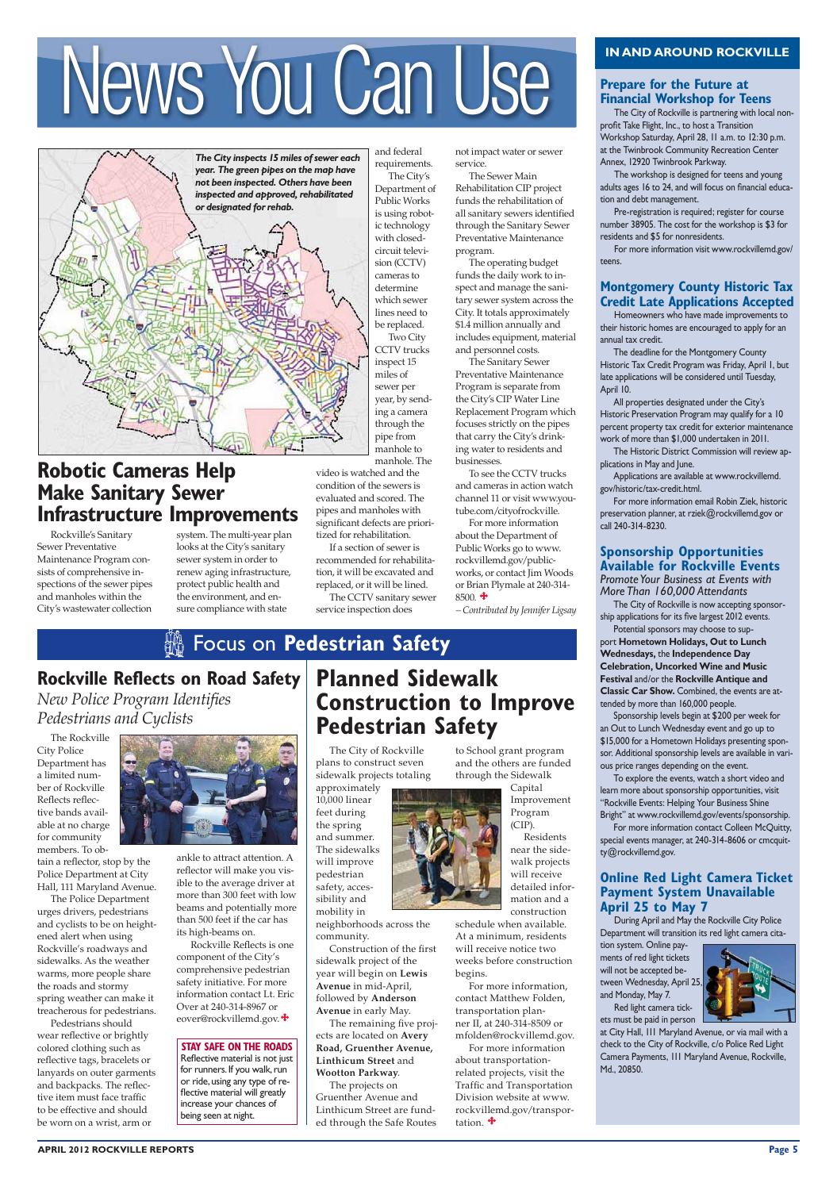# News You Can Use

*The City inspects 15 miles of sewer each year. The green pipes on the map have not been inspected. Others have been inspected and approved, rehabilitated or designated for rehab.*

## Robotic Cameras Help Make Sanitary Sewer Infrastructure Improvements

Rockville's Sanitary Sewer Preventative Maintenance Program consists of comprehensive inspections of the sewer pipes and manholes within the City's wastewater collection system. The multi-year plan looks at the City's sanitary sewer system in order to renew aging infrastructure, protect public health and the environment, and ensure compliance with state and federal requirements.

The City's Department of Public Works is using robotic technology with closed-circuit television (CCTV) cameras to determine which sewer lines need to be replaced.

Two City CCTV trucks inspect 15 miles of sewer per year, by sending a camera through the pipe from manhole to manhole. The video is watched and the condition of the sewers is evaluated and scored. The pipes and manholes with significant defects are prioritized for rehabilitation.

If a section of sewer is recommended for rehabilitation, it will be excavated and replaced, or it will be lined.

The CCTV sanitary sewer service inspection does not impact water or sewer service.

The Sewer Main Rehabilitation CIP project funds the rehabilitation of all sanitary sewers identified through the Sanitary Sewer Preventative Maintenance program.

The operating budget funds the daily work to inspect and manage the sanitary sewer system across the City. It totals approximately $1.4 million annually and includes equipment, material and personnel costs.

The Sanitary Sewer Preventative Maintenance Program is separate from the City's CIP Water Line Replacement Program which focuses strictly on the pipes that carry the City's drinking water to residents and businesses.

To see the CCTV trucks and cameras in action watch channel 11 or visit www.youtube.com/cityofrockville.

For more information about the Department of Public Works go to www.rockvillemd.gov/publicworks, or contact Jim Woods or Brian Plymale at 240-314-8500.

*—Contributed by Jennifer Ligsay*

# Focus on **Pedestrian Safety**

## Rockville Reflects on Road Safety

*New Police Program Identifies Pedestrians and Cyclists*

The Rockville City Police Department has a limited number of Rockville Reflects reflective bands available at no charge for community members. To obtain a reflector, stop by the Police Department at City Hall, 111 Maryland Avenue.

The Police Department urges drivers, pedestrians and cyclists to be on heightened alert when using Rockville's roadways and sidewalks. As the weather warms, more people share the roads and stormy spring weather can make it treacherous for pedestrians.

Pedestrians should wear reflective or brightly colored clothing such as reflective tags, bracelets or lanyards on outer garments and backpacks. The reflective item must face traffic to be effective and should be worn on a wrist, arm or ankle to attract attention. A reflector will make you visible to the average driver at more than 300 feet with low beams and potentially more than 500 feet if the car has its high-beams on.

Rockville Reflects is one component of the City's comprehensive pedestrian safety initiative. For more information contact Lt. Eric Over at 240-314-8967 or eover@rockvillemd.gov.

**STAY SAFE ON THE ROADS**
Reflective material is not just for runners. If you walk, run or ride, using any type of reflective material will greatly increase your chances of being seen at night.

## Planned Sidewalk Construction to Improve Pedestrian Safety

The City of Rockville plans to construct seven sidewalk projects totaling approximately 10,000 linear feet during the spring and summer. The sidewalks will improve pedestrian safety, accessibility and mobility in neighborhoods across the community.

Construction of the first sidewalk project of the year will begin on **Lewis Avenue** in mid-April, followed by **Anderson Avenue** in early May.

The remaining five projects are located on **Avery Road, Gruenther Avenue, Linthicum Street** and **Wootton Parkway**.

The projects on Gruenther Avenue and Linthicum Street are funded through the Safe Routes to School grant program and the others are funded through the Sidewalk Capital Improvement Program (CIP).

Residents near the sidewalk projects will receive detailed information and a construction schedule when available. At a minimum, residents will receive notice two weeks before construction begins.

For more information, contact Matthew Folden, transportation planner II, at 240-314-8509 or mfolden@rockvillemd.gov.

For more information about transportation-related projects, visit the Traffic and Transportation Division website at www.rockvillemd.gov/transportation.

# IN AND AROUND ROCKVILLE

## Prepare for the Future at Financial Workshop for Teens

The City of Rockville is partnering with local nonprofit Take Flight, Inc., to host a Transition Workshop Saturday, April 28, 11 a.m. to 12:30 p.m. at the Twinbrook Community Recreation Center Annex, 12920 Twinbrook Parkway.

The workshop is designed for teens and young adults ages 16 to 24, and will focus on financial education and debt management.

Pre-registration is required; register for course number 38905. The cost for the workshop is $3 for residents and $5 for nonresidents.

For more information visit www.rockvillemd.gov/teens.

## Montgomery County Historic Tax Credit Late Applications Accepted

Homeowners who have made improvements to their historic homes are encouraged to apply for an annual tax credit.

The deadline for the Montgomery County Historic Tax Credit Program was Friday, April 1, but late applications will be considered until Tuesday, April 10.

All properties designated under the City's Historic Preservation Program may qualify for a 10 percent property tax credit for exterior maintenance work of more than $1,000 undertaken in 2011.

The Historic District Commission will review applications in May and June.

Applications are available at www.rockvillemd.gov/historic/tax-credit.html.

For more information email Robin Ziek, historic preservation planner, at rziek@rockvillemd.gov or call 240-314-8230.

## Sponsorship Opportunities Available for Rockville Events

*Promote Your Business at Events with More Than 160,000 Attendants*

The City of Rockville is now accepting sponsorship applications for its five largest 2012 events.

Potential sponsors may choose to support **Hometown Holidays, Out to Lunch Wednesdays,** the **Independence Day Celebration, Uncorked Wine and Music Festival** and/or the **Rockville Antique and Classic Car Show.** Combined, the events are attended by more than 160,000 people.

Sponsorship levels begin at $200 per week for an Out to Lunch Wednesday event and go up to $15,000 for a Hometown Holidays presenting sponsor. Additional sponsorship levels are available in various price ranges depending on the event.

To explore the events, watch a short video and learn more about sponsorship opportunities, visit "Rockville Events: Helping Your Business Shine Bright" at www.rockvillemd.gov/events/sponsorship.

For more information contact Colleen McQuitty, special events manager, at 240-314-8606 or cmcquitty@rockvillemd.gov.

## Online Red Light Camera Ticket Payment System Unavailable April 25 to May 7

During April and May the Rockville City Police Department will transition its red light camera citation system. Online payments of red light tickets will not be accepted between Wednesday, April 25, and Monday, May 7.

Red light camera tickets must be paid in person at City Hall, 111 Maryland Avenue, or via mail with a check to the City of Rockville, c/o Police Red Light Camera Payments, 111 Maryland Avenue, Rockville, Md., 20850.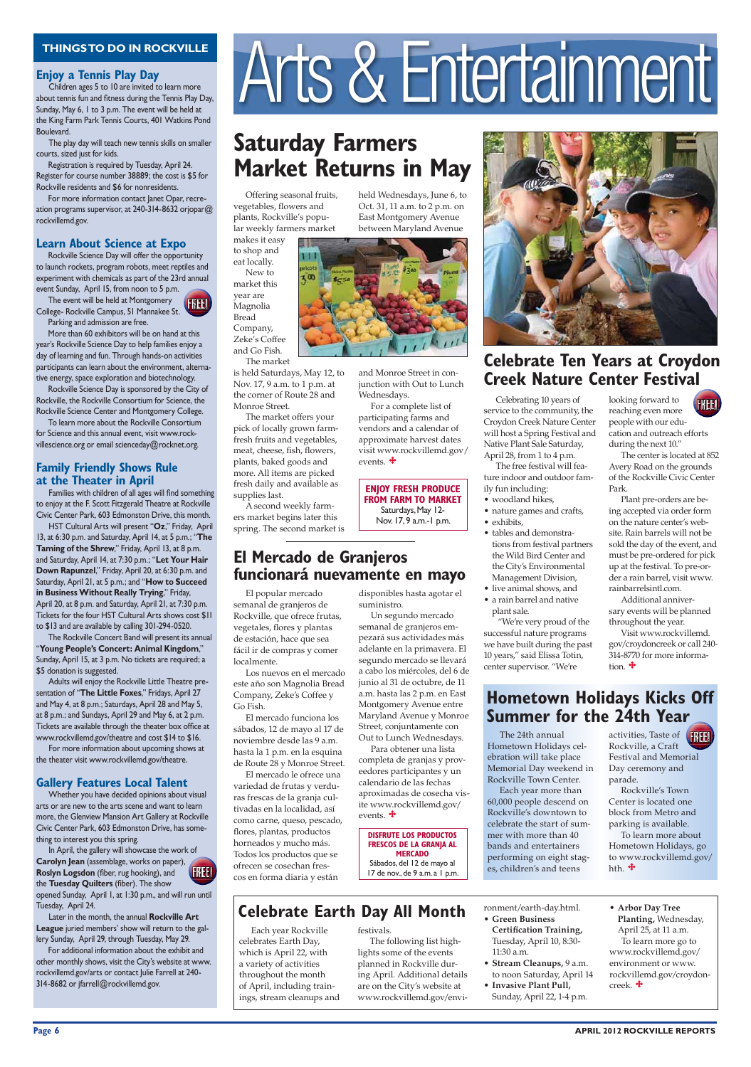# Arts & Entertainment

## THINGS TO DO IN ROCKVILLE

### Enjoy a Tennis Play Day

Children ages 5 to 10 are invited to learn more about tennis fun and fitness during the Tennis Play Day, Sunday, May 6, 1 to 3 p.m. The event will be held at the King Farm Park Tennis Courts, 401 Watkins Pond Boulevard.

The play day will teach new tennis skills on smaller courts, sized just for kids.

Registration is required by Tuesday, April 24. Register for course number 38889; the cost is $5 for Rockville residents and $6 for nonresidents.

For more information contact Janet Opar, recreation programs supervisor, at 240-314-8632 orjopar@rockvillemd.gov.

### Learn About Science at Expo

Rockville Science Day will offer the opportunity to launch rockets, program robots, meet reptiles and experiment with chemicals as part of the 23rd annual event Sunday, April 15, from noon to 5 p.m.

The event will be held at Montgomery College- Rockville Campus, 51 Mannakee St. Parking and admission are free.

FREE!

More than 60 exhibitors will be on hand at this year's Rockville Science Day to help families enjoy a day of learning and fun. Through hands-on activities participants can learn about the environment, alternative energy, space exploration and biotechnology.

Rockville Science Day is sponsored by the City of Rockville, the Rockville Consortium for Science, the Rockville Science Center and Montgomery College.

To learn more about the Rockville Consortium for Science and this annual event, visit www.rockvillescience.org or email scienceday@rocknet.org.

### Family Friendly Shows Rule at the Theater in April

Families with children of all ages will find something to enjoy at the F. Scott Fitzgerald Theatre at Rockville Civic Center Park, 603 Edmonston Drive, this month.

HST Cultural Arts will present "**Oz**," Friday, April 13, at 6:30 p.m. and Saturday, April 14, at 5 p.m.; "**The Taming of the Shrew**," Friday, April 13, at 8 p.m. and Saturday, April 14, at 7:30 p.m.; "**Let Your Hair Down Rapunzel**," Friday, April 20, at 6:30 p.m. and Saturday, April 21, at 5 p.m.; and "**How to Succeed in Business Without Really Trying**," Friday, April 20, at 8 p.m. and Saturday, April 21, at 7:30 p.m. Tickets for the four HST Cultural Arts shows cost $11 to $13 and are available by calling 301-294-0520.

The Rockville Concert Band will present its annual "**Young People's Concert: Animal Kingdom**," Sunday, April 15, at 3 p.m. No tickets are required; a $5 donation is suggested.

Adults will enjoy the Rockville Little Theatre presentation of "**The Little Foxes**," Fridays, April 27 and May 4, at 8 p.m.; Saturdays, April 28 and May 5, at 8 p.m.; and Sundays, April 29 and May 6, at 2 p.m. Tickets are available through the theater box office at www.rockvillemd.gov/theatre and cost $14 to $16.

For more information about upcoming shows at the theater visit www.rockvillemd.gov/theatre.

### Gallery Features Local Talent

Whether you have decided opinions about visual arts or are new to the arts scene and want to learn more, the Glenview Mansion Art Gallery at Rockville Civic Center Park, 603 Edmonston Drive, has something to interest you this spring.

In April, the gallery will showcase the work of **Carolyn Jean** (assemblage, works on paper), **Roslyn Logsdon** (fiber, rug hooking), and the **Tuesday Quilters** (fiber). The show opened Sunday, April 1, at 1:30 p.m., and will run until Tuesday, April 24.

FREE!

Later in the month, the annual **Rockville Art League** juried members' show will return to the gallery Sunday, April 29, through Tuesday, May 29.

For additional information about the exhibit and other monthly shows, visit the City's website at www.rockvillemd.gov/arts or contact Julie Farrell at 240-314-8682 or jfarrell@rockvillemd.gov.

## Saturday Farmers Market Returns in May

Offering seasonal fruits, vegetables, flowers and plants, Rockville's popular weekly farmers market makes it easy to shop and eat locally.

New to market this year are Magnolia Bread Company, Zeke's Coffee and Go Fish.

The market is held Saturdays, May 12, to Nov. 17, 9 a.m. to 1 p.m. at the corner of Route 28 and Monroe Street.

The market offers your pick of locally grown farm-fresh fruits and vegetables, meat, cheese, fish, flowers, plants, baked goods and more. All items are picked fresh daily and available as supplies last.

A second weekly farmers market begins later this spring. The second market is held Wednesdays, June 6, to Oct. 31, 11 a.m. to 2 p.m. on East Montgomery Avenue between Maryland Avenue and Monroe Street in conjunction with Out to Lunch Wednesdays.

For a complete list of participating farms and vendors and a calendar of approximate harvest dates visit www.rockvillemd.gov/events.

**ENJOY FRESH PRODUCE FROM FARM TO MARKET**
Saturdays, May 12- Nov. 17, 9 a.m.-1 p.m.

## El Mercado de Granjeros funcionará nuevamente en mayo

El popular mercado semanal de granjeros de Rockville, que ofrece frutas, vegetales, flores y plantas de estación, hace que sea fácil ir de compras y comer localmente.

Los nuevos en el mercado este año son Magnolia Bread Company, Zeke's Coffee y Go Fish.

El mercado funciona los sábados, 12 de mayo al 17 de noviembre desde las 9 a.m. hasta la 1 p.m. en la esquina de Route 28 y Monroe Street.

El mercado le ofrece una variedad de frutas y verduras frescas de la granja cultivadas en la localidad, así como carne, queso, pescado, flores, plantas, productos horneados y mucho más. Todos los productos que se ofrecen se cosechan frescos en forma diaria y están disponibles hasta agotar el suministro.

Un segundo mercado semanal de granjeros empezará sus actividades más adelante en la primavera. El segundo mercado se llevará a cabo los miércoles, del 6 de junio al 31 de octubre, de 11 a.m. hasta las 2 p.m. en East Montgomery Avenue entre Maryland Avenue y Monroe Street, conjuntamente con Out to Lunch Wednesdays.

Para obtener una lista completa de granjas y proveedores participantes y un calendario de las fechas aproximadas de cosecha visite www.rockvillemd.gov/events.

**DISFRUTE LOS PRODUCTOS FRESCOS DE LA GRANJA AL MERCADO**
Sábados, del 12 de mayo al 17 de nov., de 9 a.m. a 1 p.m.

## Celebrate Ten Years at Croydon Creek Nature Center Festival

Celebrating 10 years of service to the community, the Croydon Creek Nature Center will host a Spring Festival and Native Plant Sale Saturday, April 28, from 1 to 4 p.m.

The free festival will feature indoor and outdoor family fun including:

- woodland hikes,
- nature games and crafts,
- exhibits,
- tables and demonstrations from festival partners the Wild Bird Center and the City's Environmental Management Division,
- live animal shows, and
- a rain barrel and native plant sale.

"We're very proud of the successful nature programs we have built during the past 10 years," said Elissa Totin, center supervisor. "We're looking forward to reaching even more people with our education and outreach efforts during the next 10."

FREE!

The center is located at 852 Avery Road on the grounds of the Rockville Civic Center Park.

Plant pre-orders are being accepted via order form on the nature center's website. Rain barrels will not be sold the day of the event, and must be pre-ordered for pick up at the festival. To pre-order a rain barrel, visit www.rainbarrelsintl.com.

Additional anniversary events will be planned throughout the year.

Visit www.rockvillemd.gov/croydoncreek or call 240-314-8770 for more information.

## Hometown Holidays Kicks Off Summer for the 24th Year

The 24th annual Hometown Holidays celebration will take place Memorial Day weekend in Rockville Town Center.

Each year more than 60,000 people descend on Rockville's downtown to celebrate the start of summer with more than 40 bands and entertainers performing on eight stages, children's and teens activities, Taste of Rockville, a Craft Festival and Memorial Day ceremony and parade.

FREE!

Rockville's Town Center is located one block from Metro and parking is available.

To learn more about Hometown Holidays, go to www.rockvillemd.gov/hth.

## Celebrate Earth Day All Month

Each year Rockville celebrates Earth Day, which is April 22, with a variety of activities throughout the month of April, including trainings, stream cleanups and festivals.

The following list highlights some of the events planned in Rockville during April. Additional details are on the City's website at www.rockvillemd.gov/environment/earth-day.html.

- **Green Business Certification Training,** Tuesday, April 10, 8:30-11:30 a.m.
- **Stream Cleanups,** 9 a.m. to noon Saturday, April 14
- **Invasive Plant Pull,** Sunday, April 22, 1-4 p.m.
- **Arbor Day Tree Planting,** Wednesday, April 25, at 11 a.m.

To learn more go to www.rockvillemd.gov/environment or www.rockvillemd.gov/croydoncreek.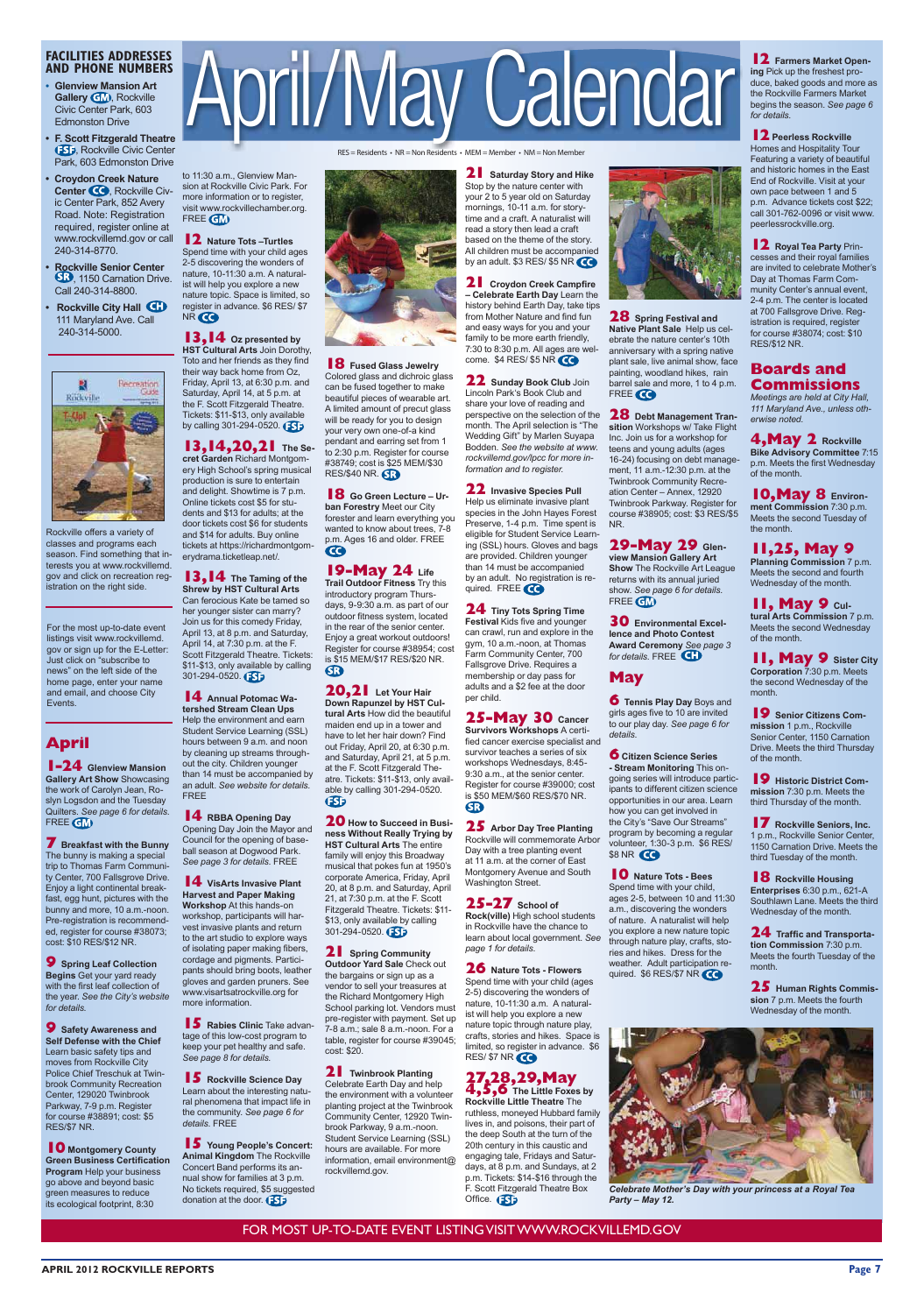# April/May Calendar

RES = Residents • NR = Non Residents • MEM = Member • NM = Non Member

## FACILITIES ADDRESSES AND PHONE NUMBERS

- **Glenview Mansion Art Gallery GM**, Rockville Civic Center Park, 603 Edmonston Drive
- **F. Scott Fitzgerald Theatre FSF**, Rockville Civic Center Park, 603 Edmonston Drive
- **Croydon Creek Nature Center CC**, Rockville Civic Center Park, 852 Avery Road. Note: Registration required, register online at www.rockvillemd.gov or call 240-314-8770.
- **Rockville Senior Center SR**, 1150 Carnation Drive. Call 240-314-8800.
- **Rockville City Hall CH** 111 Maryland Ave. Call 240-314-5000.

Rockville offers a variety of classes and programs each season. Find something that interests you at www.rockvillemd.gov and click on recreation registration on the right side.

For the most up-to-date event listings visit www.rockvillemd.gov or sign up for the E-Letter: Just click on "subscribe to news" on the left side of the home page, enter your name and email, and choose City Events.

## April

**1-24 Glenview Mansion Gallery Art Show** Showcasing the work of Carolyn Jean, Roslyn Logsdon and the Tuesday Quilters. *See page 6 for details.* FREE GM

**7 Breakfast with the Bunny** The bunny is making a special trip to Thomas Farm Community Center, 700 Fallsgrove Drive. Enjoy a light continental breakfast, egg hunt, pictures with the bunny and more, 10 a.m.-noon. Pre-registration is recommended, register for course #38073; cost: $10 RES/$12 NR.

**9 Spring Leaf Collection Begins** Get your yard ready with the first leaf collection of the year. *See the City's website for details.*

**9 Safety Awareness and Self Defense with the Chief** Learn basic safety tips and moves from Rockville City Police Chief Treschuk at Twinbrook Community Recreation Center, 129020 Twinbrook Parkway, 7-9 p.m. Register for course #38891; cost: $5 RES/$7 NR.

**10 Montgomery County Green Business Certification Program** Help your business go above and beyond basic green measures to reduce its ecological footprint, 8:30 to 11:30 a.m., Glenview Mansion at Rockville Civic Park. For more information or to register, visit www.rockvillechamber.org. FREE GM

**12 Nature Tots –Turtles** Spend time with your child ages 2-5 discovering the wonders of nature, 10-11:30 a.m. A naturalist will help you explore a new nature topic. Space is limited, so register in advance. $6 RES/ $7 NR CC

**13,14 Oz presented by HST Cultural Arts** Join Dorothy, Toto and her friends as they find their way back home from Oz, Friday, April 13, at 6:30 p.m. and Saturday, April 14, at 5 p.m. at the F. Scott Fitzgerald Theatre. Tickets: $11-$13, only available by calling 301-294-0520. FSF

**13,14,20,21 The Secret Garden** Richard Montgomery High School's spring musical production is sure to entertain and delight. Showtime is 7 p.m. Online tickets cost $5 for students and $13 for adults; at the door tickets cost $6 for students and $14 for adults. Buy online tickets at https://richardmontgomerydrama.ticketleap.net/.

**13,14 The Taming of the Shrew by HST Cultural Arts** Can ferocious Kate be tamed so her younger sister can marry? Join us for this comedy Friday, April 13, at 8 p.m. and Saturday, April 14, at 7:30 p.m. at the F. Scott Fitzgerald Theatre. Tickets: $11-$13, only available by calling 301-294-0520. FSF

**14 Annual Potomac Watershed Stream Clean Ups** Help the environment and earn Student Service Learning (SSL) hours between 9 a.m. and noon by cleaning up streams throughout the city. Children younger than 14 must be accompanied by an adult. *See website for details.* FREE

**14 RBBA Opening Day** Opening Day Join the Mayor and Council for the opening of baseball season at Dogwood Park. *See page 3 for details.* FREE

**14 VisArts Invasive Plant Harvest and Paper Making Workshop** At this hands-on workshop, participants will harvest invasive plants and return to the art studio to explore ways of isolating paper making fibers, cordage and pigments. Participants should bring boots, leather gloves and garden pruners. See www.visartsatrockville.org for more information.

**15 Rabies Clinic** Take advantage of this low-cost program to keep your pet healthy and safe. *See page 8 for details.*

**15 Rockville Science Day** Learn about the interesting natural phenomena that impact life in the community. *See page 6 for details.* FREE

**15 Young People's Concert: Animal Kingdom** The Rockville Concert Band performs its annual show for families at 3 p.m. No tickets required, $5 suggested donation at the door. FSF

**18 Fused Glass Jewelry** Colored glass and dichroic glass can be fused together to make beautiful pieces of wearable art. A limited amount of precut glass will be ready for you to design your very own one-of-a kind pendant and earring set from 1 to 2:30 p.m. Register for course #38749; cost is $25 MEM/$30 RES/$40 NR. SR

**18 Go Green Lecture – Urban Forestry** Meet our City forester and learn everything you wanted to know about trees, 7-8 p.m. Ages 16 and older. FREE CC

**19-May 24 Life Trail Outdoor Fitness** Try this introductory program Thursdays, 9-9:30 a.m. as part of our outdoor fitness system, located in the rear of the senior center. Enjoy a great workout outdoors! Register for course #38954; cost is $15 MEM/$17 RES/$20 NR. SR

**20,21 Let Your Hair Down Rapunzel by HST Cultural Arts** How did the beautiful maiden end up in a tower and have to let her hair down? Find out Friday, April 20, at 6:30 p.m. and Saturday, April 21, at 5 p.m. at the F. Scott Fitzgerald Theatre. Tickets: $11-$13, only available by calling 301-294-0520. FSF

**20 How to Succeed in Business Without Really Trying by HST Cultural Arts** The entire family will enjoy this Broadway musical that pokes fun at 1950's corporate America, Friday, April 20, at 8 p.m. and Saturday, April 21, at 7:30 p.m. at the F. Scott Fitzgerald Theatre. Tickets: $11-$13, only available by calling 301-294-0520. FSF

**21 Spring Community Outdoor Yard Sale** Check out the bargains or sign up as a vendor to sell your treasures at the Richard Montgomery High School parking lot. Vendors must pre-register with payment. Set up 7-8 a.m.; sale 8 a.m.-noon. For a table, register for course #39045; cost: $20.

**21 Twinbrook Planting** Celebrate Earth Day and help the environment with a volunteer planting project at the Twinbrook Community Center, 12920 Twinbrook Parkway, 9 a.m.-noon. Student Service Learning (SSL) hours are available. For more information, email environment@rockvillemd.gov.

**21 Saturday Story and Hike** Stop by the nature center with your 2 to 5 year old on Saturday mornings, 10-11 a.m. for storytime and a craft. A naturalist will read a story then lead a craft based on the theme of the story. All children must be accompanied by an adult. $3 RES/ $5 NR CC

**21 Croydon Creek Campfire – Celebrate Earth Day** Learn the history behind Earth Day, take tips from Mother Nature and find fun and easy ways for you and your family to be more earth friendly, 7:30 to 8:30 p.m. All ages are welcome. $4 RES/ $5 NR CC

**22 Sunday Book Club** Join Lincoln Park's Book Club and share your love of reading and perspective on the selection of the month. The April selection is "The Wedding Gift" by Marlen Suyapa Bodden. *See the website at www.rockvillemd.gov/lpcc for more information and to register.*

**22 Invasive Species Pull** Help us eliminate invasive plant species in the John Hayes Forest Preserve, 1-4 p.m. Time spent is eligible for Student Service Learning (SSL) hours. Gloves and bags are provided. Children younger than 14 must be accompanied by an adult. No registration is required. FREE CC

**24 Tiny Tots Spring Time Festival** Kids five and younger can crawl, run and explore in the gym, 10 a.m.-noon, at Thomas Farm Community Center, 700 Fallsgrove Drive. Requires a membership or day pass for adults and a $2 fee at the door per child.

**25-May 30 Cancer Survivors Workshops** A certified cancer exercise specialist and survivor teaches a series of six workshops Wednesdays, 8:45-9:30 a.m., at the senior center. Register for course #39000; cost is $50 MEM/$60 RES/$70 NR. SR

**25 Arbor Day Tree Planting** Rockville will commemorate Arbor Day with a tree planting event at 11 a.m. at the corner of East Montgomery Avenue and South Washington Street.

**25-27 School of Rock(ville)** High school students in Rockville have the chance to learn about local government. *See page 1 for details.*

**26 Nature Tots - Flowers** Spend time with your child (ages 2-5) discovering the wonders of nature, 10-11:30 a.m. A naturalist will help you explore a new nature topic through nature play, crafts, stories and hikes. Space is limited, so register in advance. $6 RES/ $7 NR CC

**27,28,29,May 4,5,6 The Little Foxes by Rockville Little Theatre** The ruthless, moneyed Hubbard family lives in, and poisons, their part of the deep South at the turn of the 20th century in this caustic and engaging tale, Fridays and Saturdays, at 8 p.m. and Sundays, at 2 p.m. Tickets: $14-$16 through the F. Scott Fitzgerald Theatre Box Office. FSF

**28 Spring Festival and Native Plant Sale** Help us celebrate the nature center's 10th anniversary with a spring native plant sale, live animal show, face painting, woodland hikes, rain barrel sale and more, 1 to 4 p.m. FREE CC

**28 Debt Management Transition** Workshops w/ Take Flight Inc. Join us for a workshop for teens and young adults (ages 16-24) focusing on debt management, 11 a.m.-12:30 p.m. at the Twinbrook Community Recreation Center – Annex, 12920 Twinbrook Parkway. Register for course #38905; cost: $3 RES/$5 NR.

**29-May 29 Glenview Mansion Gallery Art Show** The Rockville Art League returns with its annual juried show. *See page 6 for details.* FREE GM

**30 Environmental Excellence and Photo Contest Award Ceremony** *See page 3 for details.* FREE CH

## May

**6 Tennis Play Day** Boys and girls ages five to 10 are invited to our play day. *See page 6 for details.*

**6 Citizen Science Series - Stream Monitoring** This ongoing series will introduce participants to different citizen science opportunities in our area. Learn how you can get involved in the City's "Save Our Streams" program by becoming a regular volunteer, 1:30-3 p.m. $6 RES/ $8 NR CC

**10 Nature Tots - Bees** Spend time with your child, ages 2-5, between 10 and 11:30 a.m., discovering the wonders of nature. A naturalist will help you explore a new nature topic through nature play, crafts, stories and hikes. Dress for the weather. Adult participation required. $6 RES/$7 NR CC

**12 Farmers Market Opening** Pick up the freshest produce, baked goods and more as the Rockville Farmers Market begins the season. *See page 6 for details.*

**12 Peerless Rockville** Homes and Hospitality Tour Featuring a variety of beautiful and historic homes in the East End of Rockville. Visit at your own pace between 1 and 5 p.m. Advance tickets cost $22; call 301-762-0096 or visit www.peerlessrockville.org.

**12 Royal Tea Party** Princesses and their royal families are invited to celebrate Mother's Day at Thomas Farm Community Center's annual event, 2-4 p.m. The center is located at 700 Fallsgrove Drive. Registration is required, register for course #38074; cost: $10 RES/$12 NR.

## Boards and Commissions

*Meetings are held at City Hall, 111 Maryland Ave., unless otherwise noted.*

**4,May 2 Rockville Bike Advisory Committee** 7:15 p.m. Meets the first Wednesday of the month.

**10,May 8 Environment Commission** 7:30 p.m. Meets the second Tuesday of the month.

**11,25, May 9 Planning Commission** 7 p.m. Meets the second and fourth Wednesday of the month.

**11, May 9 Cultural Arts Commission** 7 p.m. Meets the second Wednesday of the month.

**11, May 9 Sister City Corporation** 7:30 p.m. Meets the second Wednesday of the month.

**19 Senior Citizens Commission** 1 p.m., Rockville Senior Center, 1150 Carnation Drive. Meets the third Thursday of the month.

**19 Historic District Commission** 7:30 p.m. Meets the third Thursday of the month.

**17 Rockville Seniors, Inc.** 1 p.m., Rockville Senior Center, 1150 Carnation Drive. Meets the third Tuesday of the month.

**18 Rockville Housing Enterprises** 6:30 p.m., 621-A Southlawn Lane. Meets the third Wednesday of the month.

**24 Traffic and Transportation Commission** 7:30 p.m. Meets the fourth Tuesday of the month.

**25 Human Rights Commission** 7 p.m. Meets the fourth Wednesday of the month.

*Celebrate Mother's Day with your princess at a Royal Tea Party – May 12.*

FOR MOST UP-TO-DATE EVENT LISTING VISIT WWW.ROCKVILLEMD.GOV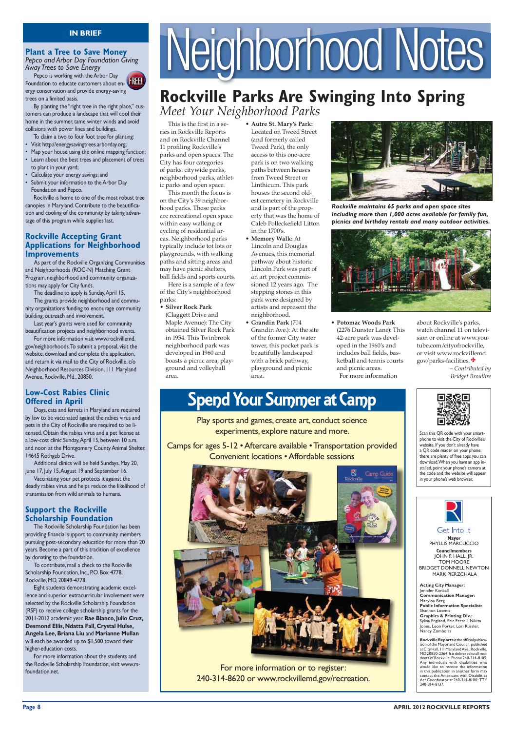# Neighborhood Notes

## Rockville Parks Are Swinging Into Spring

*Meet Your Neighborhood Parks*

This is the first in a series in Rockville Reports and on Rockville Channel 11 profiling Rockville's parks and open spaces. The City has four categories of parks: citywide parks, neighborhood parks, athletic parks and open space.

This month the focus is on the City's 39 neighborhood parks. These parks are recreational open space within easy walking or cycling of residential areas. Neighborhood parks typically include tot lots or playgrounds, with walking paths and sitting areas and may have picnic shelters, ball fields and sports courts.

Here is a sample of a few of the City's neighborhood parks:

- **Silver Rock Park** (Claggett Drive and Maple Avenue): The City obtained Silver Rock Park in 1954. This Twinbrook neighborhood park was developed in 1960 and boasts a picnic area, playground and volleyball area.
- **Autre St. Mary's Park:** Located on Tweed Street (and formerly called Tweed Park), the only access to this one-acre park is on two walking paths between houses from Tweed Street or Linthicum. This park houses the second oldest cemetery in Rockville and is part of the property that was the home of Caleb Polleckefield Litton in the 1700's.
- **Memory Walk:** At Lincoln and Douglas Avenues, this memorial pathway about historic Lincoln Park was part of an art project commissioned 12 years ago. The stepping stones in this park were designed by artists and represent the neighborhood.
- **Grandin Park** (704 Grandin Ave.): At the site of the former City water tower, this pocket park is beautifully landscaped with a brick pathway, playground and picnic area.
- **Potomac Woods Park** (2276 Dunster Lane): This 42-acre park was developed in the 1960's and includes ball fields, basketball and tennis courts and picnic areas.

For more information about Rockville's parks, watch channel 11 on television or online at www.youtube.com/cityofrockville, or visit www.rockvillemd.gov/parks-facilities.

*– Contributed by Bridget Broullire*

*Rockville maintains 65 parks and open space sites including more than 1,000 acres available for family fun, picnics and birthday rentals and many outdoor activities.*

## IN BRIEF

### Plant a Tree to Save Money

*Pepco and Arbor Day Foundation Giving Away Trees to Save Energy*

FREE!

Pepco is working with the Arbor Day Foundation to educate customers about energy conservation and provide energy-saving trees on a limited basis.

By planting the "right tree in the right place," customers can produce a landscape that will cool their home in the summer, tame winter winds and avoid collisions with power lines and buildings.

To claim a two to four foot tree for planting:

- Visit http://energysavingtrees.arborday.org;
- Map your house using the online mapping function;
- Learn about the best trees and placement of trees to plant in your yard;
- Calculate your energy savings; and
- Submit your information to the Arbor Day Foundation and Pepco.

Rockville is home to one of the most robust tree canopies in Maryland. Contribute to the beautification and cooling of the community by taking advantage of this program while supplies last.

### Rockville Accepting Grant Applications for Neighborhood Improvements

As part of the Rockville Organizing Communities and Neighborhoods (ROC-N) Matching Grant Program, neighborhood and community organizations may apply for City funds.

The deadline to apply is Sunday, April 15.

The grants provide neighborhood and community organizations funding to encourage community building, outreach and involvement.

Last year's grants were used for community beautification projects and neighborhood events.

For more information visit www.rockvillemd.gov/neighborhoods. To submit a proposal, visit the website, download and complete the application, and return it via mail to the City of Rockville, c/o Neighborhood Resources Division, 111 Maryland Avenue, Rockville, Md., 20850.

### Low-Cost Rabies Clinic Offered in April

Dogs, cats and ferrets in Maryland are required by law to be vaccinated against the rabies virus and pets in the City of Rockville are required to be licensed. Obtain the rabies virus and a pet license at a low-cost clinic Sunday, April 15, between 10 a.m. and noon at the Montgomery County Animal Shelter, 14645 Rothgeb Drive.

Additional clinics will be held Sundays, May 20, June 17, July 15, August 19 and September 16.

Vaccinating your pet protects it against the deadly rabies virus and helps reduce the likelihood of transmission from wild animals to humans.

### Support the Rockville Scholarship Foundation

The Rockville Scholarship Foundation has been providing financial support to community members pursuing post-secondary education for more than 20 years. Become a part of this tradition of excellence by donating to the foundation.

To contribute, mail a check to the Rockville Scholarship Foundation, Inc., P.O. Box 4778, Rockville, MD, 20849-4778.

Eight students demonstrating academic excellence and superior extracurricular involvement were selected by the Rockville Scholarship Foundation (RSF) to receive college scholarship grants for the 2011-2012 academic year. **Rae Blanco, Julio Cruz, Desmond Ellis, Ndatta Fall, Crystal Hulse, Angela Lee, Briana Liu** and **Marianne Mullan** will each be awarded up to $1,500 toward their higher-education costs.

For more information about the students and the Rockville Scholarship Foundation, visit www.rsfoundation.net.

## Spend Your Summer at Camp

Play sports and games, create art, conduct science experiments, explore nature and more.

Camps for ages 5-12 • Aftercare available • Transportation provided
Convenient locations • Affordable sessions

Rockville Camp Guide

For more information or to register:
240-314-8620 or www.rockvillemd.gov/recreation.

Scan this QR code with your smartphone to visit the City of Rockville's website. If you don't already have a QR code reader on your phone, there are plenty of free apps you can download. When you have an app installed, point your phone's camera at the code and the website will appear in your phone's web browser.

Get Into It

**Mayor**
PHYLLIS MARCUCCIO

**Councilmembers**
JOHN F. HALL, JR.
TOM MOORE
BRIDGET DONNELL NEWTON
MARK PIERZCHALA

**Acting City Manager:** Jennifer Kimball
**Communication Manager:** Marylou Berg
**Public Information Specialist:** Shannon Loomis
**Graphics & Printing Div.:** Sylvia England, Eric Ferrell, Nikita Jones, Leon Porter, Lori Russler, Nancy Zombolas

**Rockville Reports** is the official publication of the Mayor and Council, published at City Hall, 111 Maryland Ave., Rockville, MD 20850-2364. It is delivered to all residents of Rockville. Phone 240-314-8105. Any individuals with disabilities who would like to receive the information in this publication in another form may contact the Americans with Disabilities Act Coordinator at 240-314-8100; TTY 240-314-8137.